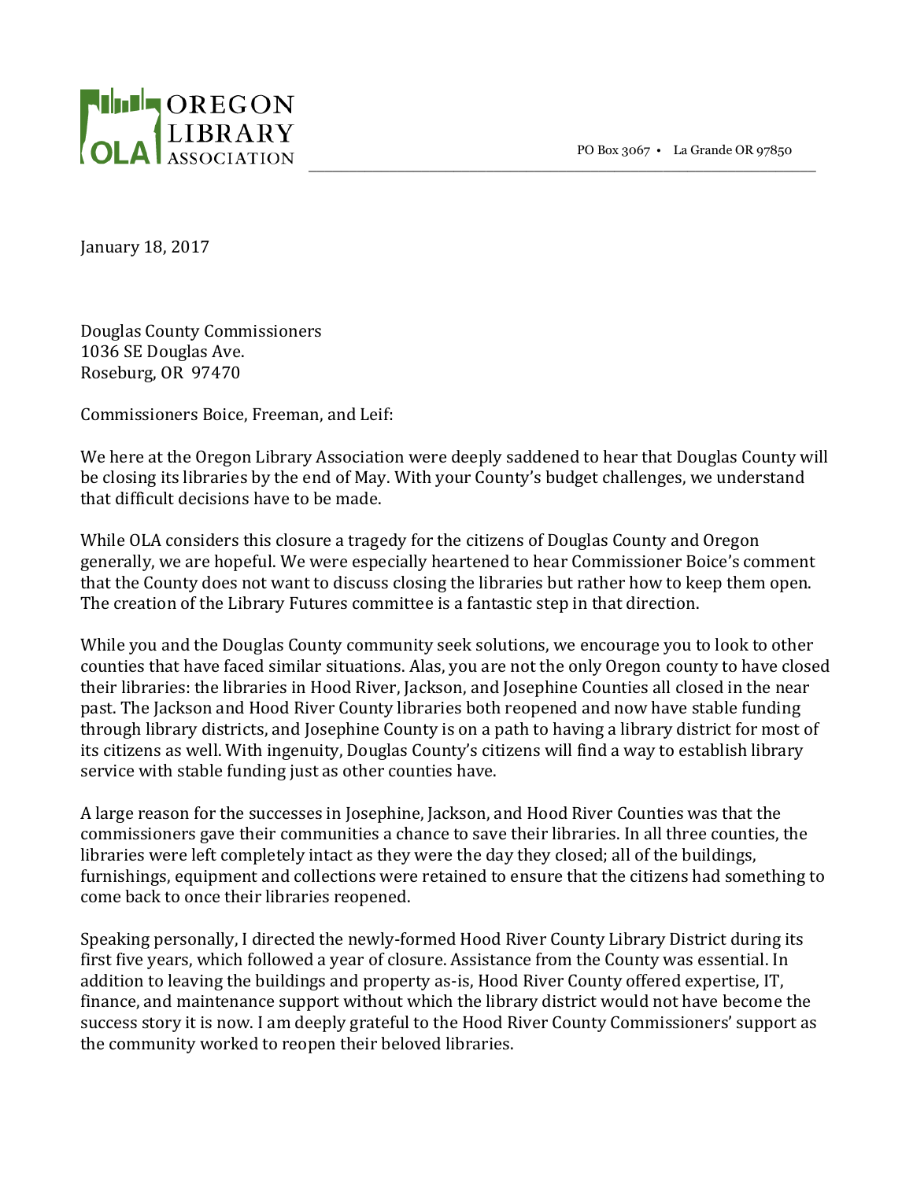OREGON LIBRARY ASSOCIATION

PO Box 3067 • La Grande OR 97850

January 18, 2017

Douglas County Commissioners
1036 SE Douglas Ave.
Roseburg, OR 97470

Commissioners Boice, Freeman, and Leif:

We here at the Oregon Library Association were deeply saddened to hear that Douglas County will be closing its libraries by the end of May. With your County's budget challenges, we understand that difficult decisions have to be made.

While OLA considers this closure a tragedy for the citizens of Douglas County and Oregon generally, we are hopeful. We were especially heartened to hear Commissioner Boice's comment that the County does not want to discuss closing the libraries but rather how to keep them open. The creation of the Library Futures committee is a fantastic step in that direction.

While you and the Douglas County community seek solutions, we encourage you to look to other counties that have faced similar situations. Alas, you are not the only Oregon county to have closed their libraries: the libraries in Hood River, Jackson, and Josephine Counties all closed in the near past. The Jackson and Hood River County libraries both reopened and now have stable funding through library districts, and Josephine County is on a path to having a library district for most of its citizens as well. With ingenuity, Douglas County's citizens will find a way to establish library service with stable funding just as other counties have.

A large reason for the successes in Josephine, Jackson, and Hood River Counties was that the commissioners gave their communities a chance to save their libraries. In all three counties, the libraries were left completely intact as they were the day they closed; all of the buildings, furnishings, equipment and collections were retained to ensure that the citizens had something to come back to once their libraries reopened.

Speaking personally, I directed the newly-formed Hood River County Library District during its first five years, which followed a year of closure. Assistance from the County was essential. In addition to leaving the buildings and property as-is, Hood River County offered expertise, IT, finance, and maintenance support without which the library district would not have become the success story it is now. I am deeply grateful to the Hood River County Commissioners' support as the community worked to reopen their beloved libraries.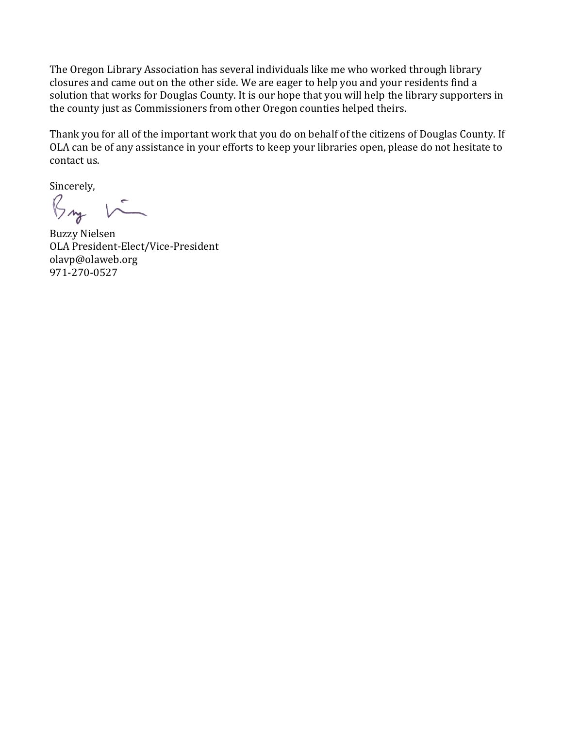The Oregon Library Association has several individuals like me who worked through library closures and came out on the other side. We are eager to help you and your residents find a solution that works for Douglas County. It is our hope that you will help the library supporters in the county just as Commissioners from other Oregon counties helped theirs.

Thank you for all of the important work that you do on behalf of the citizens of Douglas County. If OLA can be of any assistance in your efforts to keep your libraries open, please do not hesitate to contact us.

Sincerely,

Buzzy Nielsen
OLA President-Elect/Vice-President
olavp@olaweb.org
971-270-0527